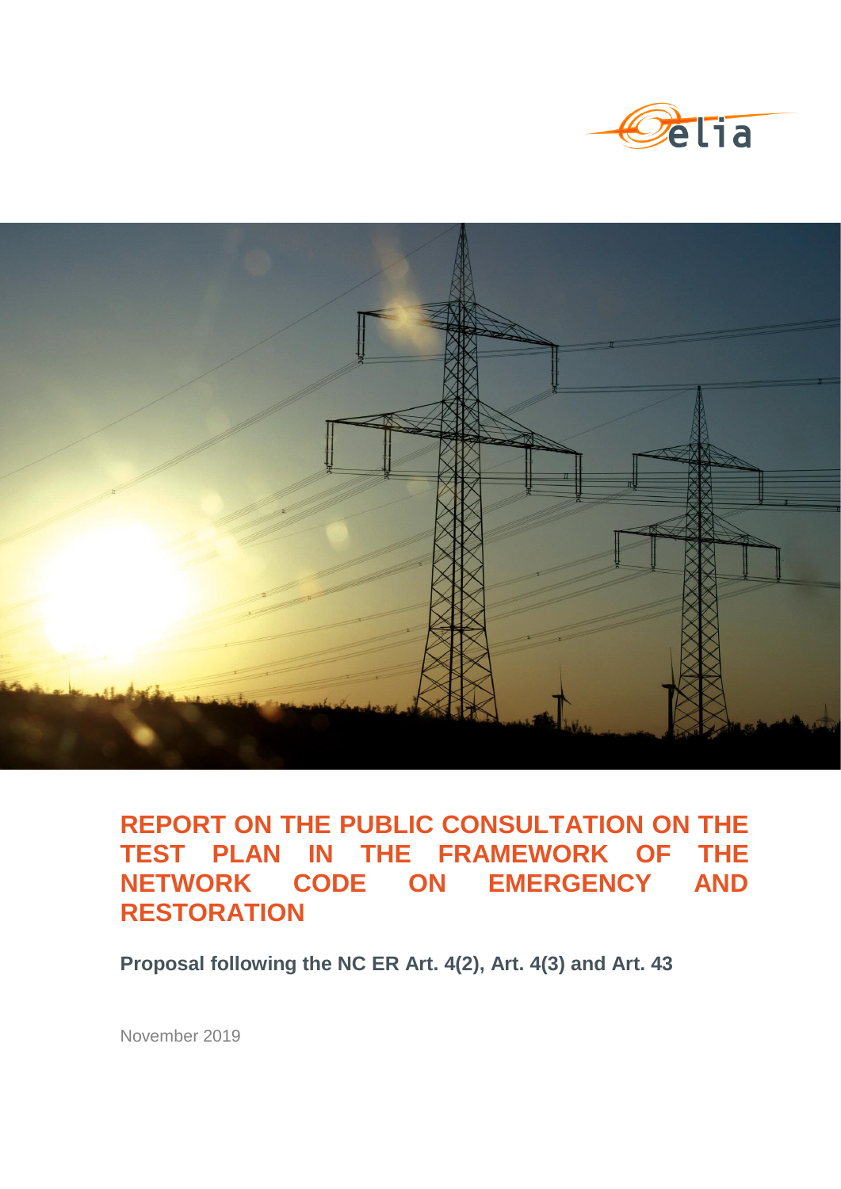# REPORT ON THE PUBLIC CONSULTATION ON THE TEST PLAN IN THE FRAMEWORK OF THE NETWORK CODE ON EMERGENCY AND RESTORATION

**Proposal following the NC ER Art. 4(2), Art. 4(3) and Art. 43**

November 2019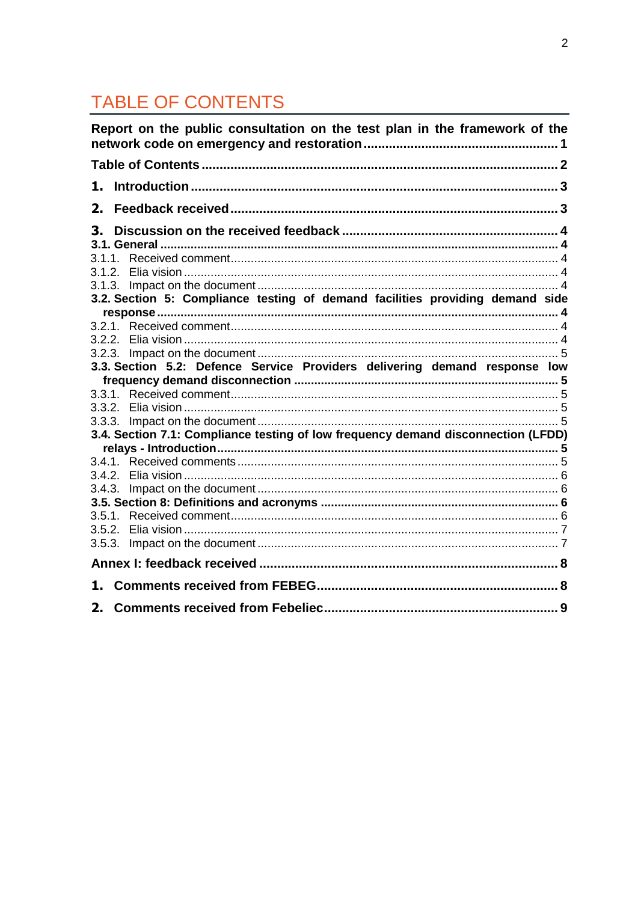# TABLE OF CONTENTS

**Report on the public consultation on the test plan in the framework of the network code on emergency and restoration .......... 1**

**Table of Contents .......... 2**

**1. Introduction .......... 3**

**2. Feedback received .......... 3**

**3. Discussion on the received feedback .......... 4**

**3.1. General .......... 4**

3.1.1. Received comment .......... 4

3.1.2. Elia vision .......... 4

3.1.3. Impact on the document .......... 4

**3.2. Section 5: Compliance testing of demand facilities providing demand side response .......... 4**

3.2.1. Received comment .......... 4

3.2.2. Elia vision .......... 4

3.2.3. Impact on the document .......... 5

**3.3. Section 5.2: Defence Service Providers delivering demand response low frequency demand disconnection .......... 5**

3.3.1. Received comment .......... 5

3.3.2. Elia vision .......... 5

3.3.3. Impact on the document .......... 5

**3.4. Section 7.1: Compliance testing of low frequency demand disconnection (LFDD) relays - Introduction .......... 5**

3.4.1. Received comments .......... 5

3.4.2. Elia vision .......... 6

3.4.3. Impact on the document .......... 6

**3.5. Section 8: Definitions and acronyms .......... 6**

3.5.1. Received comment .......... 6

3.5.2. Elia vision .......... 7

3.5.3. Impact on the document .......... 7

**Annex I: feedback received .......... 8**

**1. Comments received from FEBEG .......... 8**

**2. Comments received from Febeliec .......... 9**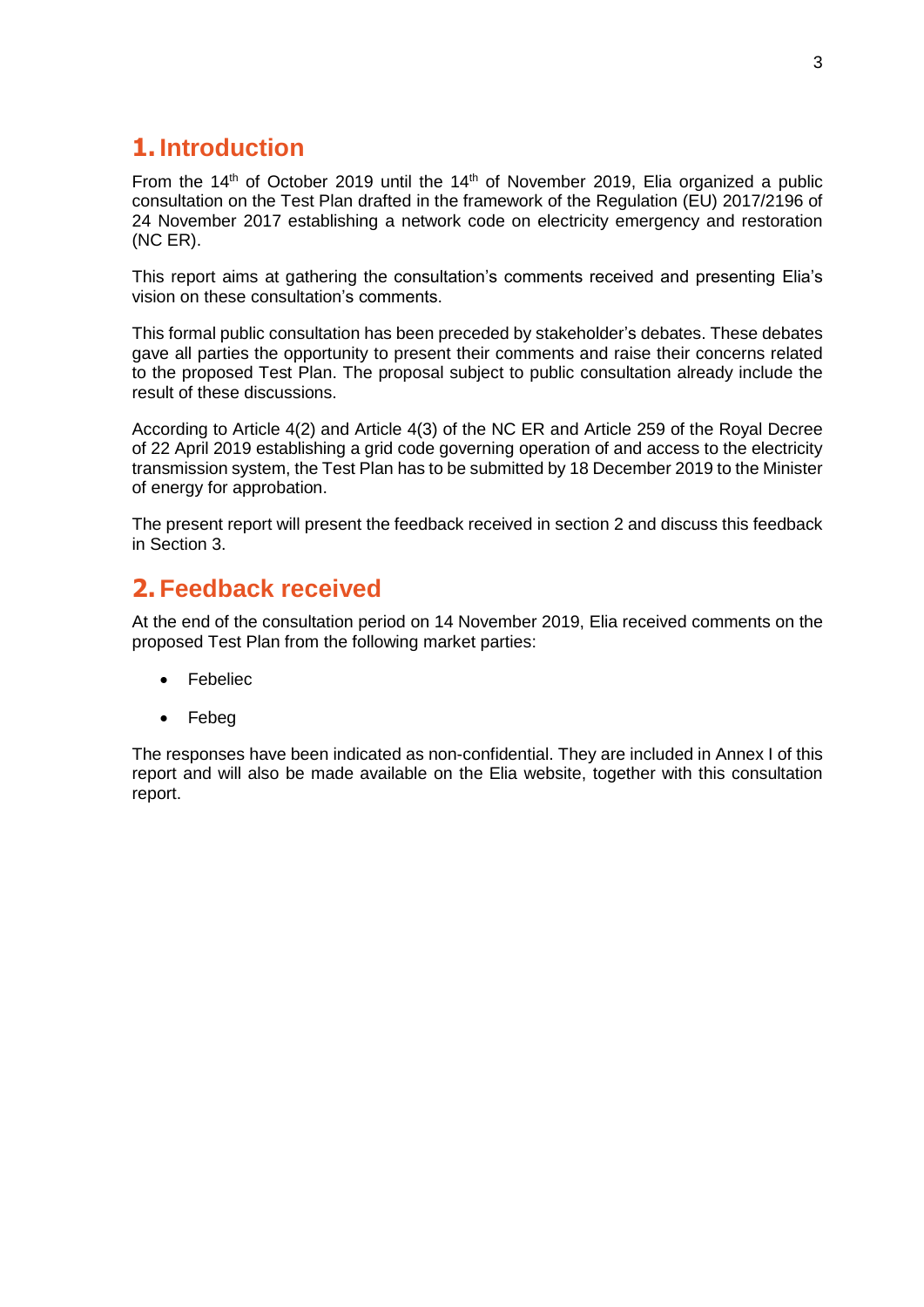# 1. Introduction

From the 14th of October 2019 until the 14th of November 2019, Elia organized a public consultation on the Test Plan drafted in the framework of the Regulation (EU) 2017/2196 of 24 November 2017 establishing a network code on electricity emergency and restoration (NC ER).

This report aims at gathering the consultation's comments received and presenting Elia's vision on these consultation's comments.

This formal public consultation has been preceded by stakeholder's debates. These debates gave all parties the opportunity to present their comments and raise their concerns related to the proposed Test Plan. The proposal subject to public consultation already include the result of these discussions.

According to Article 4(2) and Article 4(3) of the NC ER and Article 259 of the Royal Decree of 22 April 2019 establishing a grid code governing operation of and access to the electricity transmission system, the Test Plan has to be submitted by 18 December 2019 to the Minister of energy for approbation.

The present report will present the feedback received in section 2 and discuss this feedback in Section 3.

# 2. Feedback received

At the end of the consultation period on 14 November 2019, Elia received comments on the proposed Test Plan from the following market parties:

- Febeliec
- Febeg

The responses have been indicated as non-confidential. They are included in Annex I of this report and will also be made available on the Elia website, together with this consultation report.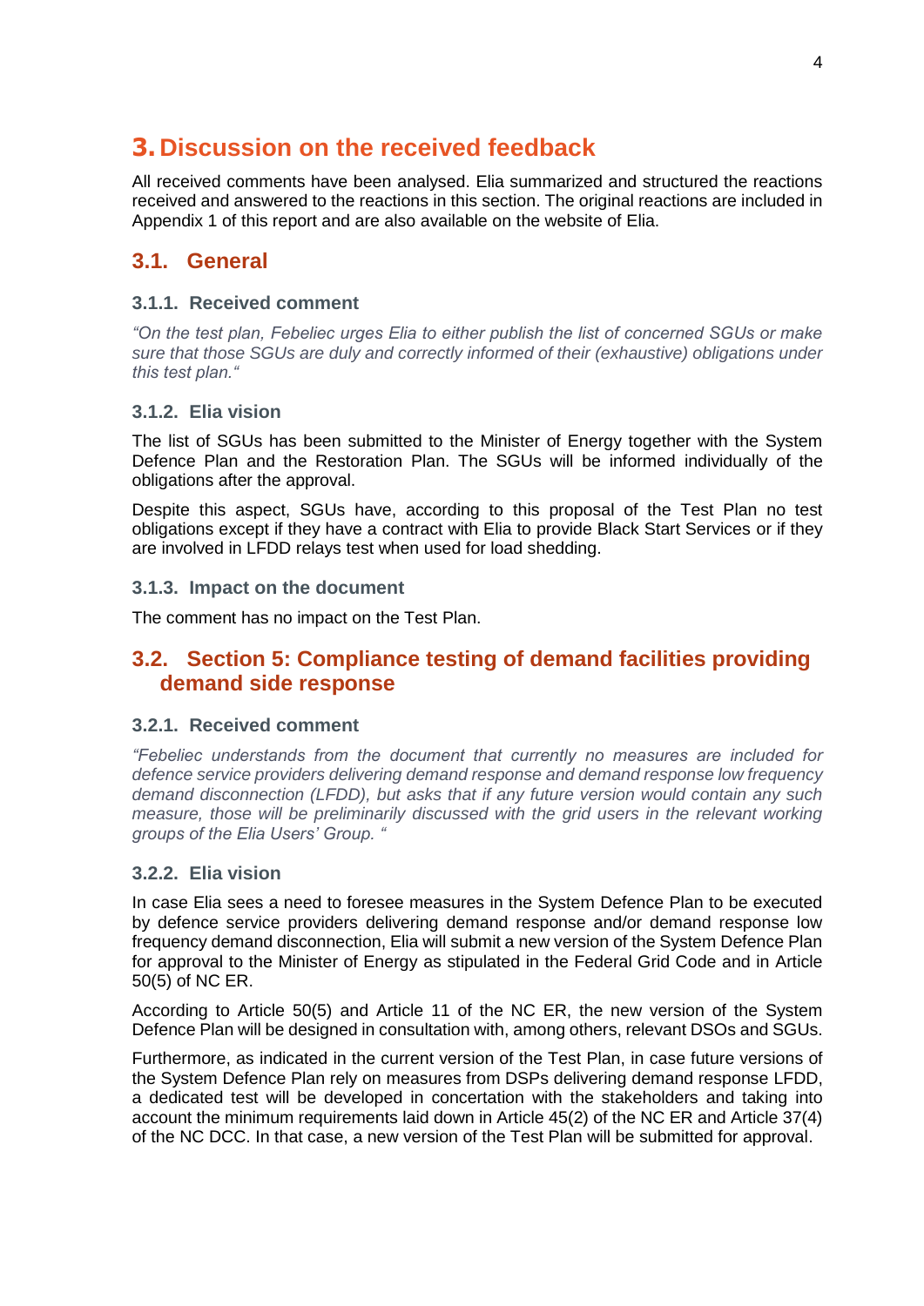# 3. Discussion on the received feedback

All received comments have been analysed. Elia summarized and structured the reactions received and answered to the reactions in this section. The original reactions are included in Appendix 1 of this report and are also available on the website of Elia.

## 3.1. General

### 3.1.1. Received comment

*"On the test plan, Febeliec urges Elia to either publish the list of concerned SGUs or make sure that those SGUs are duly and correctly informed of their (exhaustive) obligations under this test plan."*

### 3.1.2. Elia vision

The list of SGUs has been submitted to the Minister of Energy together with the System Defence Plan and the Restoration Plan. The SGUs will be informed individually of the obligations after the approval.

Despite this aspect, SGUs have, according to this proposal of the Test Plan no test obligations except if they have a contract with Elia to provide Black Start Services or if they are involved in LFDD relays test when used for load shedding.

### 3.1.3. Impact on the document

The comment has no impact on the Test Plan.

## 3.2. Section 5: Compliance testing of demand facilities providing demand side response

### 3.2.1. Received comment

*"Febeliec understands from the document that currently no measures are included for defence service providers delivering demand response and demand response low frequency demand disconnection (LFDD), but asks that if any future version would contain any such measure, those will be preliminarily discussed with the grid users in the relevant working groups of the Elia Users' Group. "*

### 3.2.2. Elia vision

In case Elia sees a need to foresee measures in the System Defence Plan to be executed by defence service providers delivering demand response and/or demand response low frequency demand disconnection, Elia will submit a new version of the System Defence Plan for approval to the Minister of Energy as stipulated in the Federal Grid Code and in Article 50(5) of NC ER.

According to Article 50(5) and Article 11 of the NC ER, the new version of the System Defence Plan will be designed in consultation with, among others, relevant DSOs and SGUs.

Furthermore, as indicated in the current version of the Test Plan, in case future versions of the System Defence Plan rely on measures from DSPs delivering demand response LFDD, a dedicated test will be developed in concertation with the stakeholders and taking into account the minimum requirements laid down in Article 45(2) of the NC ER and Article 37(4) of the NC DCC. In that case, a new version of the Test Plan will be submitted for approval.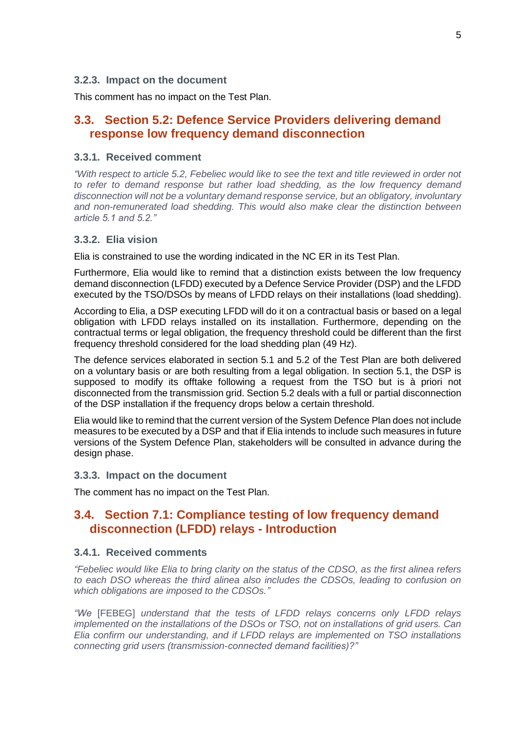### 3.2.3. Impact on the document

This comment has no impact on the Test Plan.

## 3.3. Section 5.2: Defence Service Providers delivering demand response low frequency demand disconnection

### 3.3.1. Received comment

*"With respect to article 5.2, Febeliec would like to see the text and title reviewed in order not to refer to demand response but rather load shedding, as the low frequency demand disconnection will not be a voluntary demand response service, but an obligatory, involuntary and non-remunerated load shedding. This would also make clear the distinction between article 5.1 and 5.2."*

### 3.3.2. Elia vision

Elia is constrained to use the wording indicated in the NC ER in its Test Plan.

Furthermore, Elia would like to remind that a distinction exists between the low frequency demand disconnection (LFDD) executed by a Defence Service Provider (DSP) and the LFDD executed by the TSO/DSOs by means of LFDD relays on their installations (load shedding).

According to Elia, a DSP executing LFDD will do it on a contractual basis or based on a legal obligation with LFDD relays installed on its installation. Furthermore, depending on the contractual terms or legal obligation, the frequency threshold could be different than the first frequency threshold considered for the load shedding plan (49 Hz).

The defence services elaborated in section 5.1 and 5.2 of the Test Plan are both delivered on a voluntary basis or are both resulting from a legal obligation. In section 5.1, the DSP is supposed to modify its offtake following a request from the TSO but is à priori not disconnected from the transmission grid. Section 5.2 deals with a full or partial disconnection of the DSP installation if the frequency drops below a certain threshold.

Elia would like to remind that the current version of the System Defence Plan does not include measures to be executed by a DSP and that if Elia intends to include such measures in future versions of the System Defence Plan, stakeholders will be consulted in advance during the design phase.

### 3.3.3. Impact on the document

The comment has no impact on the Test Plan.

## 3.4. Section 7.1: Compliance testing of low frequency demand disconnection (LFDD) relays - Introduction

### 3.4.1. Received comments

*"Febeliec would like Elia to bring clarity on the status of the CDSO, as the first alinea refers to each DSO whereas the third alinea also includes the CDSOs, leading to confusion on which obligations are imposed to the CDSOs."*

*"We* [FEBEG] *understand that the tests of LFDD relays concerns only LFDD relays implemented on the installations of the DSOs or TSO, not on installations of grid users. Can Elia confirm our understanding, and if LFDD relays are implemented on TSO installations connecting grid users (transmission-connected demand facilities)?"*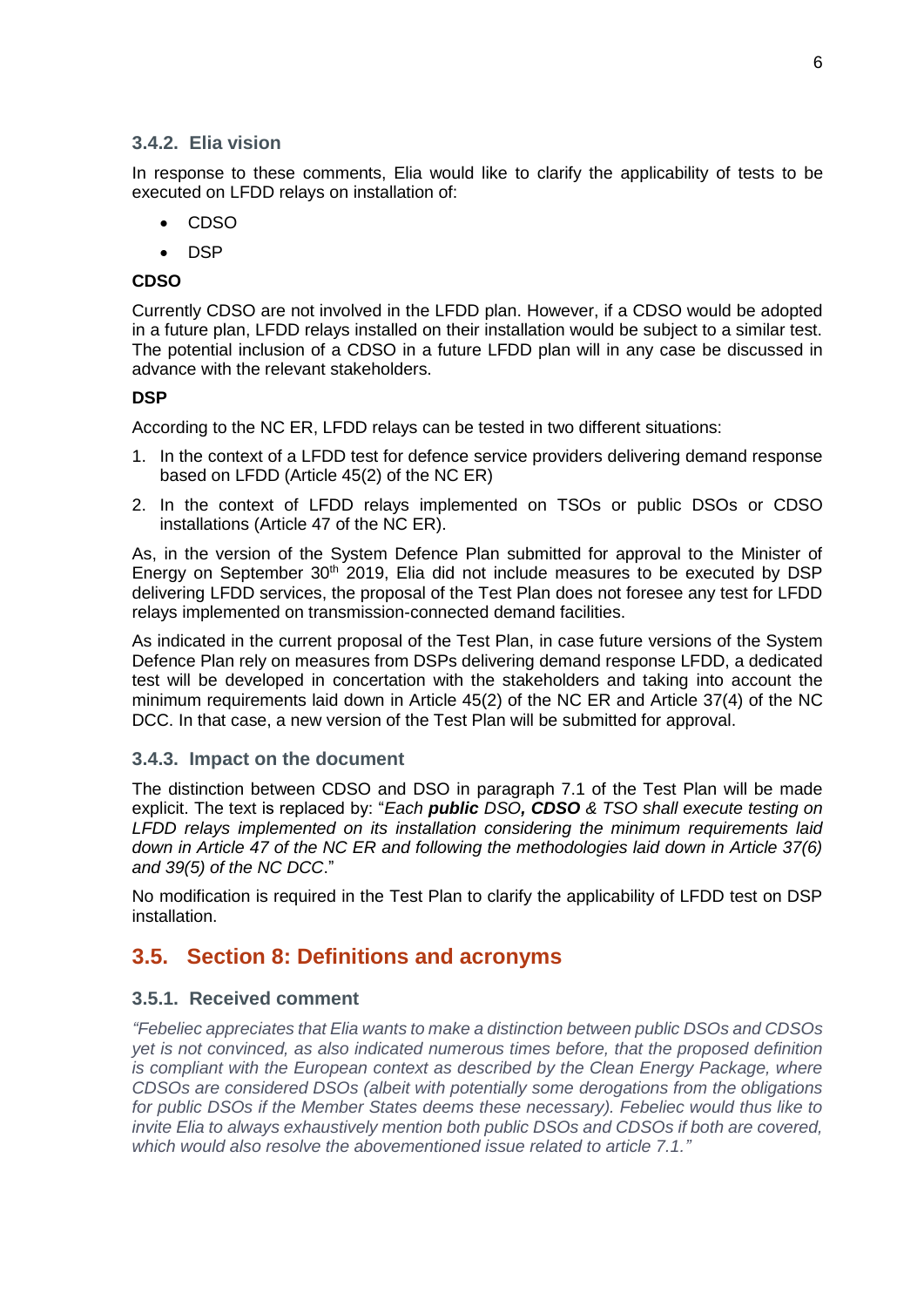### 3.4.2. Elia vision

In response to these comments, Elia would like to clarify the applicability of tests to be executed on LFDD relays on installation of:

- CDSO
- DSP

**CDSO**

Currently CDSO are not involved in the LFDD plan. However, if a CDSO would be adopted in a future plan, LFDD relays installed on their installation would be subject to a similar test. The potential inclusion of a CDSO in a future LFDD plan will in any case be discussed in advance with the relevant stakeholders.

**DSP**

According to the NC ER, LFDD relays can be tested in two different situations:

1. In the context of a LFDD test for defence service providers delivering demand response based on LFDD (Article 45(2) of the NC ER)
2. In the context of LFDD relays implemented on TSOs or public DSOs or CDSO installations (Article 47 of the NC ER).

As, in the version of the System Defence Plan submitted for approval to the Minister of Energy on September 30th 2019, Elia did not include measures to be executed by DSP delivering LFDD services, the proposal of the Test Plan does not foresee any test for LFDD relays implemented on transmission-connected demand facilities.

As indicated in the current proposal of the Test Plan, in case future versions of the System Defence Plan rely on measures from DSPs delivering demand response LFDD, a dedicated test will be developed in concertation with the stakeholders and taking into account the minimum requirements laid down in Article 45(2) of the NC ER and Article 37(4) of the NC DCC. In that case, a new version of the Test Plan will be submitted for approval.

### 3.4.3. Impact on the document

The distinction between CDSO and DSO in paragraph 7.1 of the Test Plan will be made explicit. The text is replaced by: "*Each **public** DSO**, CDSO** & TSO shall execute testing on LFDD relays implemented on its installation considering the minimum requirements laid down in Article 47 of the NC ER and following the methodologies laid down in Article 37(6) and 39(5) of the NC DCC*."

No modification is required in the Test Plan to clarify the applicability of LFDD test on DSP installation.

## 3.5. Section 8: Definitions and acronyms

### 3.5.1. Received comment

*"Febeliec appreciates that Elia wants to make a distinction between public DSOs and CDSOs yet is not convinced, as also indicated numerous times before, that the proposed definition is compliant with the European context as described by the Clean Energy Package, where CDSOs are considered DSOs (albeit with potentially some derogations from the obligations for public DSOs if the Member States deems these necessary). Febeliec would thus like to invite Elia to always exhaustively mention both public DSOs and CDSOs if both are covered, which would also resolve the abovementioned issue related to article 7.1."*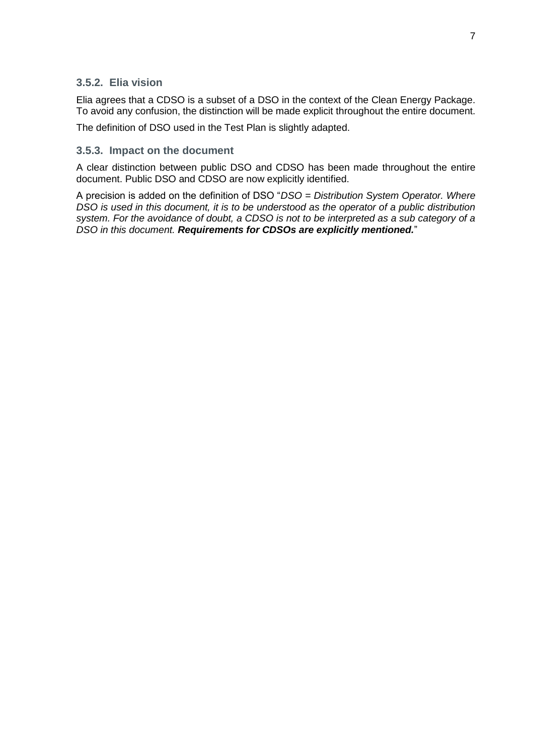### 3.5.2. Elia vision

Elia agrees that a CDSO is a subset of a DSO in the context of the Clean Energy Package. To avoid any confusion, the distinction will be made explicit throughout the entire document.

The definition of DSO used in the Test Plan is slightly adapted.

### 3.5.3. Impact on the document

A clear distinction between public DSO and CDSO has been made throughout the entire document. Public DSO and CDSO are now explicitly identified.

A precision is added on the definition of DSO "*DSO = Distribution System Operator. Where DSO is used in this document, it is to be understood as the operator of a public distribution system. For the avoidance of doubt, a CDSO is not to be interpreted as a sub category of a DSO in this document.* ***Requirements for CDSOs are explicitly mentioned.***"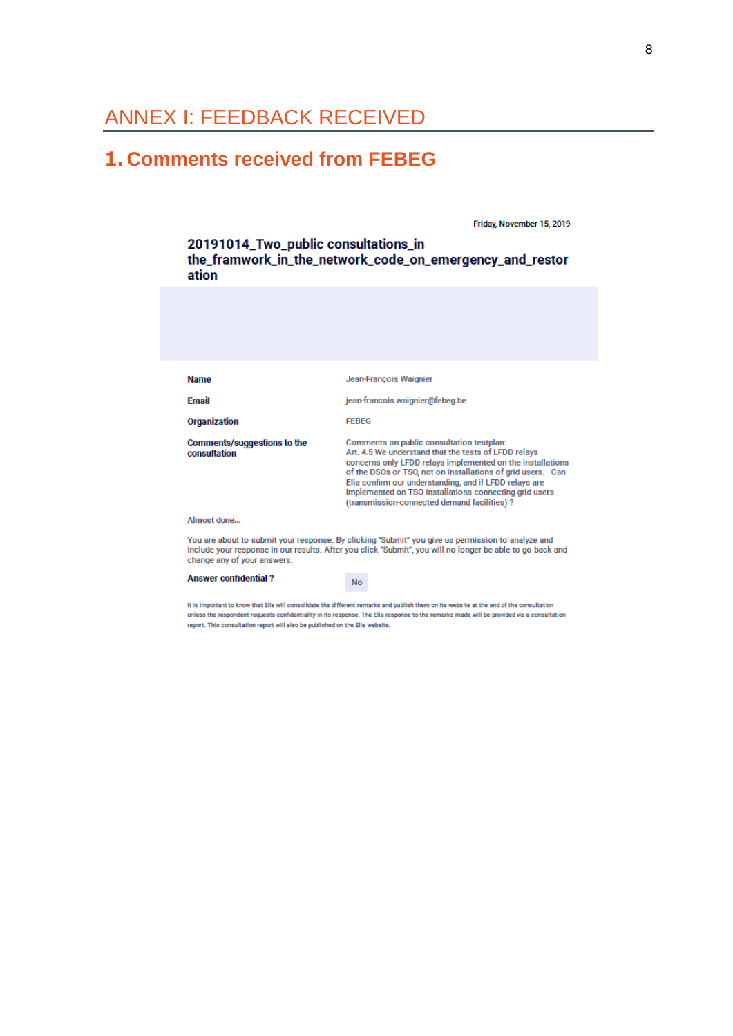# ANNEX I: FEEDBACK RECEIVED

## 1. Comments received from FEBEG

Friday, November 15, 2019

**20191014_Two_public consultations_in the_framwork_in_the_network_code_on_emergency_and_restoration**

| | |
|---|---|
| **Name** | Jean-François Waignier |
| **Email** | jean-francois.waignier@febeg.be |
| **Organization** | FEBEG |
| **Comments/suggestions to the consultation** | Comments on public consultation testplan: Art. 4.5 We understand that the tests of LFDD relays concerns only LFDD relays implemented on the installations of the DSOs or TSO, not on installations of grid users. Can Elia confirm our understanding, and if LFDD relays are implemented on TSO installations connecting grid users (transmission-connected demand facilities) ? |

Almost done...

You are about to submit your response. By clicking "Submit" you give us permission to analyze and include your response in our results. After you click "Submit", you will no longer be able to go back and change any of your answers.

**Answer confidential ?** No

It is important to know that Elia will consolidate the different remarks and publish them on its website at the end of the consultation unless the respondent requests confidentiality in its response. The Elia response to the remarks made will be provided via a consultation report. This consultation report will also be published on the Elia website.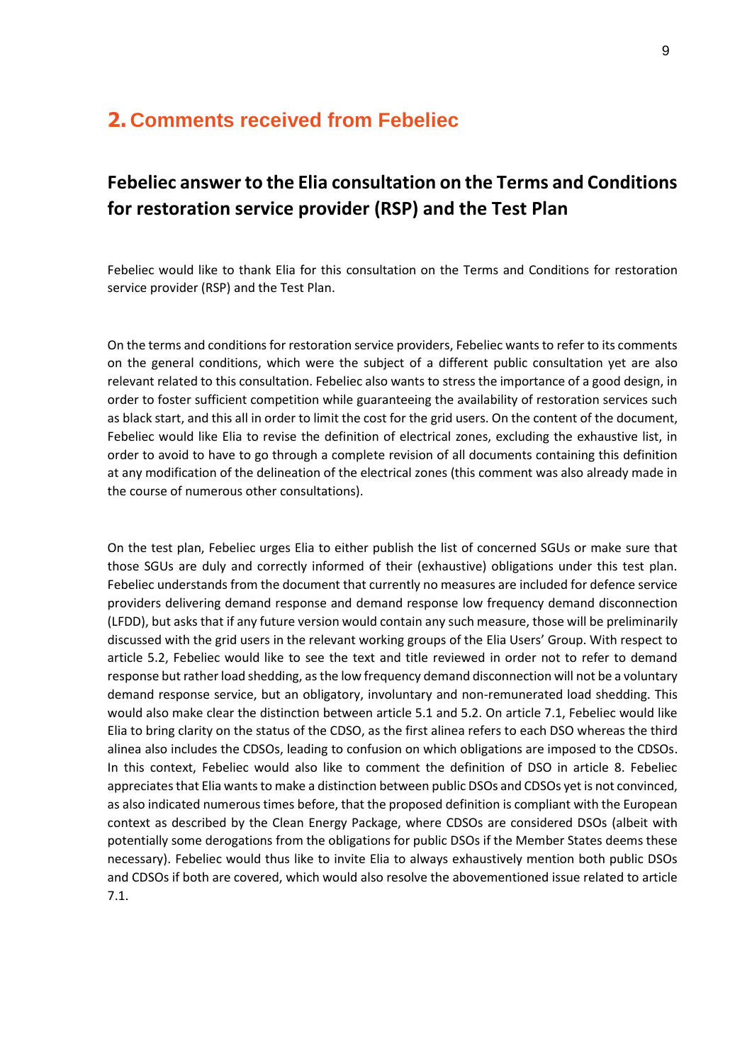## 2. Comments received from Febeliec

### Febeliec answer to the Elia consultation on the Terms and Conditions for restoration service provider (RSP) and the Test Plan

Febeliec would like to thank Elia for this consultation on the Terms and Conditions for restoration service provider (RSP) and the Test Plan.

On the terms and conditions for restoration service providers, Febeliec wants to refer to its comments on the general conditions, which were the subject of a different public consultation yet are also relevant related to this consultation. Febeliec also wants to stress the importance of a good design, in order to foster sufficient competition while guaranteeing the availability of restoration services such as black start, and this all in order to limit the cost for the grid users. On the content of the document, Febeliec would like Elia to revise the definition of electrical zones, excluding the exhaustive list, in order to avoid to have to go through a complete revision of all documents containing this definition at any modification of the delineation of the electrical zones (this comment was also already made in the course of numerous other consultations).

On the test plan, Febeliec urges Elia to either publish the list of concerned SGUs or make sure that those SGUs are duly and correctly informed of their (exhaustive) obligations under this test plan. Febeliec understands from the document that currently no measures are included for defence service providers delivering demand response and demand response low frequency demand disconnection (LFDD), but asks that if any future version would contain any such measure, those will be preliminarily discussed with the grid users in the relevant working groups of the Elia Users' Group. With respect to article 5.2, Febeliec would like to see the text and title reviewed in order not to refer to demand response but rather load shedding, as the low frequency demand disconnection will not be a voluntary demand response service, but an obligatory, involuntary and non-remunerated load shedding. This would also make clear the distinction between article 5.1 and 5.2. On article 7.1, Febeliec would like Elia to bring clarity on the status of the CDSO, as the first alinea refers to each DSO whereas the third alinea also includes the CDSOs, leading to confusion on which obligations are imposed to the CDSOs. In this context, Febeliec would also like to comment the definition of DSO in article 8. Febeliec appreciates that Elia wants to make a distinction between public DSOs and CDSOs yet is not convinced, as also indicated numerous times before, that the proposed definition is compliant with the European context as described by the Clean Energy Package, where CDSOs are considered DSOs (albeit with potentially some derogations from the obligations for public DSOs if the Member States deems these necessary). Febeliec would thus like to invite Elia to always exhaustively mention both public DSOs and CDSOs if both are covered, which would also resolve the abovementioned issue related to article 7.1.